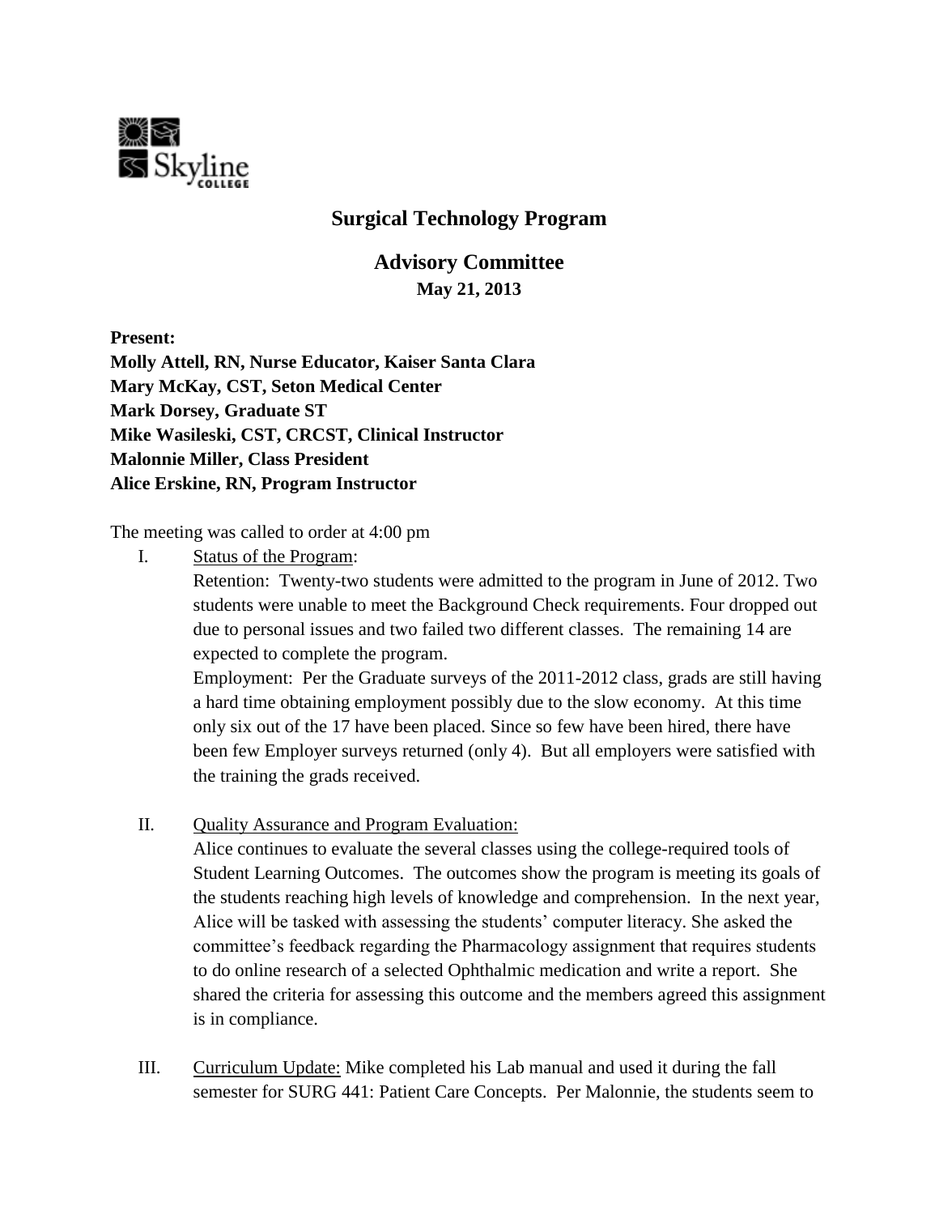Skyline College

# Surgical Technology Program

## Advisory Committee

**May 21, 2013**

**Present:**
**Molly Attell, RN, Nurse Educator, Kaiser Santa Clara**
**Mary McKay, CST, Seton Medical Center**
**Mark Dorsey, Graduate ST**
**Mike Wasileski, CST, CRCST, Clinical Instructor**
**Malonnie Miller, Class President**
**Alice Erskine, RN, Program Instructor**

The meeting was called to order at 4:00 pm

I. Status of the Program:

Retention: Twenty-two students were admitted to the program in June of 2012. Two students were unable to meet the Background Check requirements. Four dropped out due to personal issues and two failed two different classes. The remaining 14 are expected to complete the program.

Employment: Per the Graduate surveys of the 2011-2012 class, grads are still having a hard time obtaining employment possibly due to the slow economy. At this time only six out of the 17 have been placed. Since so few have been hired, there have been few Employer surveys returned (only 4). But all employers were satisfied with the training the grads received.

II. Quality Assurance and Program Evaluation:

Alice continues to evaluate the several classes using the college-required tools of Student Learning Outcomes. The outcomes show the program is meeting its goals of the students reaching high levels of knowledge and comprehension. In the next year, Alice will be tasked with assessing the students' computer literacy. She asked the committee's feedback regarding the Pharmacology assignment that requires students to do online research of a selected Ophthalmic medication and write a report. She shared the criteria for assessing this outcome and the members agreed this assignment is in compliance.

III. Curriculum Update: Mike completed his Lab manual and used it during the fall semester for SURG 441: Patient Care Concepts. Per Malonnie, the students seem to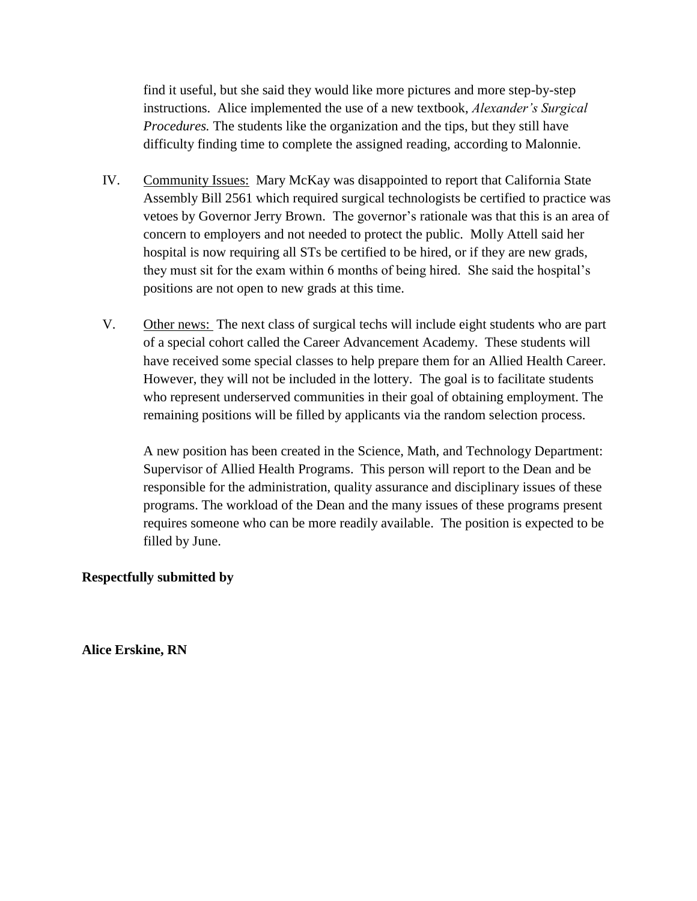find it useful, but she said they would like more pictures and more step-by-step instructions. Alice implemented the use of a new textbook, *Alexander's Surgical Procedures.* The students like the organization and the tips, but they still have difficulty finding time to complete the assigned reading, according to Malonnie.

IV. Community Issues: Mary McKay was disappointed to report that California State Assembly Bill 2561 which required surgical technologists be certified to practice was vetoes by Governor Jerry Brown. The governor's rationale was that this is an area of concern to employers and not needed to protect the public. Molly Attell said her hospital is now requiring all STs be certified to be hired, or if they are new grads, they must sit for the exam within 6 months of being hired. She said the hospital's positions are not open to new grads at this time.

V. Other news: The next class of surgical techs will include eight students who are part of a special cohort called the Career Advancement Academy. These students will have received some special classes to help prepare them for an Allied Health Career. However, they will not be included in the lottery. The goal is to facilitate students who represent underserved communities in their goal of obtaining employment. The remaining positions will be filled by applicants via the random selection process.

A new position has been created in the Science, Math, and Technology Department: Supervisor of Allied Health Programs. This person will report to the Dean and be responsible for the administration, quality assurance and disciplinary issues of these programs. The workload of the Dean and the many issues of these programs present requires someone who can be more readily available. The position is expected to be filled by June.

**Respectfully submitted by**

**Alice Erskine, RN**